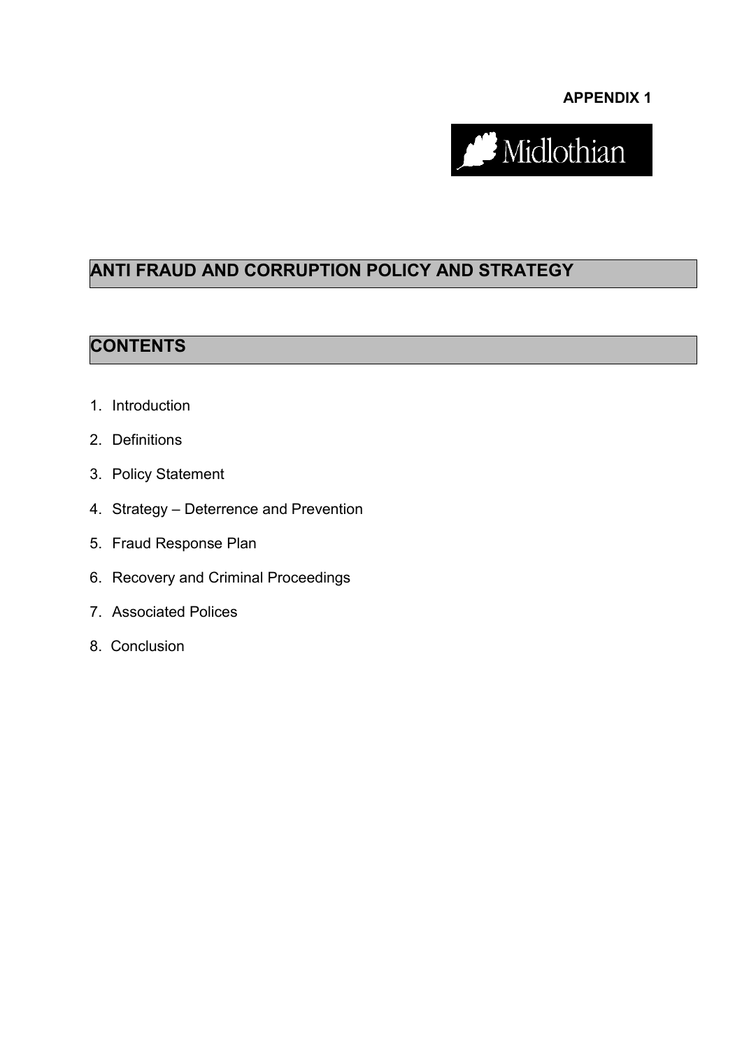**APPENDIX 1**

Midlothian

# ANTI FRAUD AND CORRUPTION POLICY AND STRATEGY

## CONTENTS

1. Introduction
2. Definitions
3. Policy Statement
4. Strategy – Deterrence and Prevention
5. Fraud Response Plan
6. Recovery and Criminal Proceedings
7. Associated Polices
8. Conclusion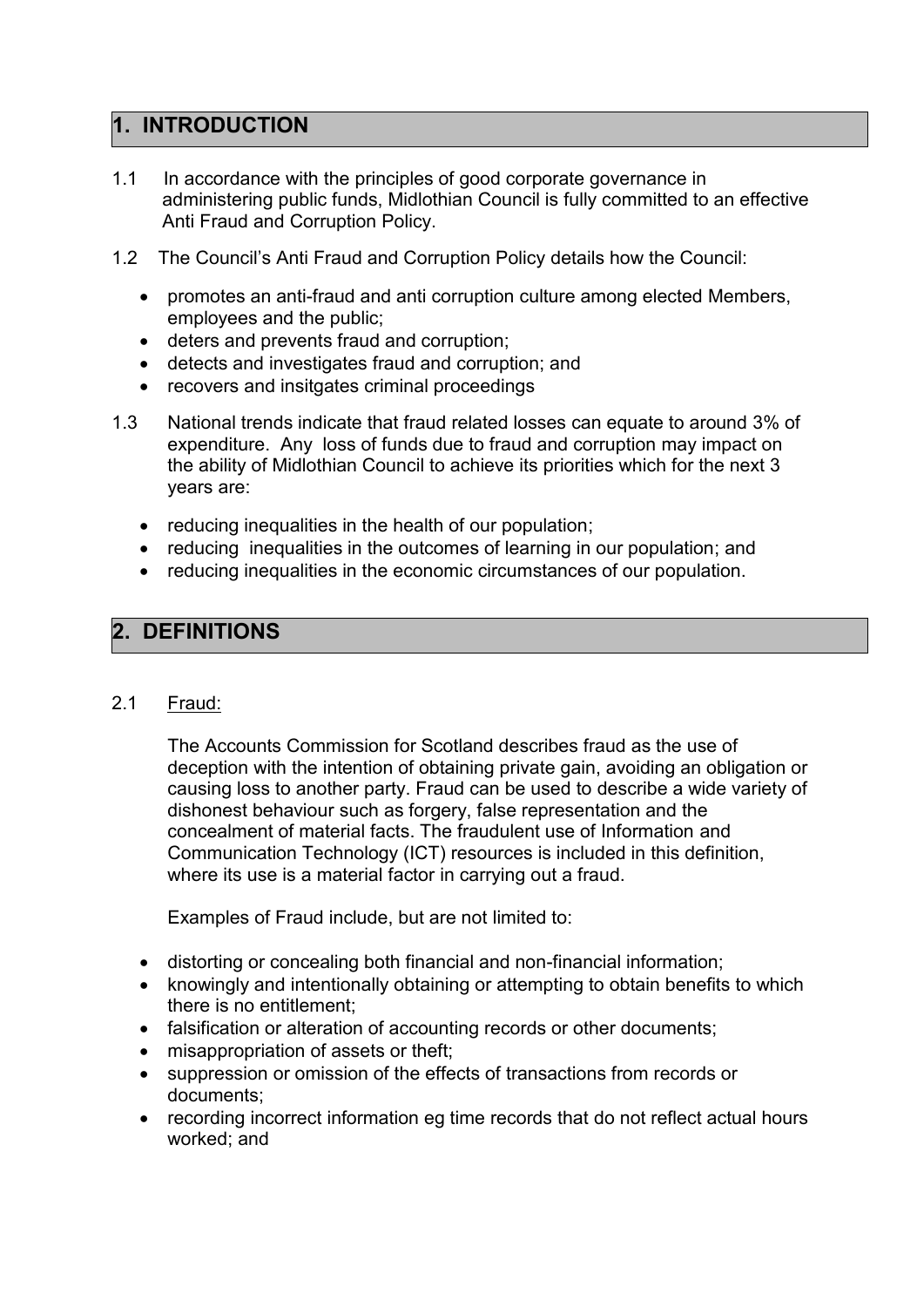## 1. INTRODUCTION

1.1 In accordance with the principles of good corporate governance in administering public funds, Midlothian Council is fully committed to an effective Anti Fraud and Corruption Policy.

1.2 The Council's Anti Fraud and Corruption Policy details how the Council:

- promotes an anti-fraud and anti corruption culture among elected Members, employees and the public;
- deters and prevents fraud and corruption;
- detects and investigates fraud and corruption; and
- recovers and insitgates criminal proceedings

1.3 National trends indicate that fraud related losses can equate to around 3% of expenditure. Any loss of funds due to fraud and corruption may impact on the ability of Midlothian Council to achieve its priorities which for the next 3 years are:

- reducing inequalities in the health of our population;
- reducing inequalities in the outcomes of learning in our population; and
- reducing inequalities in the economic circumstances of our population.

## 2. DEFINITIONS

2.1 Fraud:

The Accounts Commission for Scotland describes fraud as the use of deception with the intention of obtaining private gain, avoiding an obligation or causing loss to another party. Fraud can be used to describe a wide variety of dishonest behaviour such as forgery, false representation and the concealment of material facts. The fraudulent use of Information and Communication Technology (ICT) resources is included in this definition, where its use is a material factor in carrying out a fraud.

Examples of Fraud include, but are not limited to:

- distorting or concealing both financial and non-financial information;
- knowingly and intentionally obtaining or attempting to obtain benefits to which there is no entitlement;
- falsification or alteration of accounting records or other documents;
- misappropriation of assets or theft;
- suppression or omission of the effects of transactions from records or documents;
- recording incorrect information eg time records that do not reflect actual hours worked; and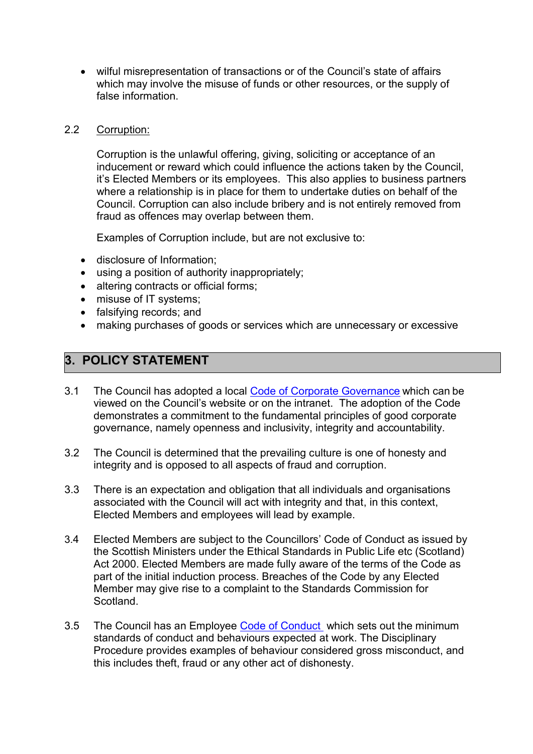- wilful misrepresentation of transactions or of the Council's state of affairs which may involve the misuse of funds or other resources, or the supply of false information.

2.2 Corruption:

Corruption is the unlawful offering, giving, soliciting or acceptance of an inducement or reward which could influence the actions taken by the Council, it's Elected Members or its employees. This also applies to business partners where a relationship is in place for them to undertake duties on behalf of the Council. Corruption can also include bribery and is not entirely removed from fraud as offences may overlap between them.

Examples of Corruption include, but are not exclusive to:

- disclosure of Information;
- using a position of authority inappropriately;
- altering contracts or official forms;
- misuse of IT systems;
- falsifying records; and
- making purchases of goods or services which are unnecessary or excessive

## 3. POLICY STATEMENT

3.1 The Council has adopted a local Code of Corporate Governance which can be viewed on the Council's website or on the intranet. The adoption of the Code demonstrates a commitment to the fundamental principles of good corporate governance, namely openness and inclusivity, integrity and accountability.

3.2 The Council is determined that the prevailing culture is one of honesty and integrity and is opposed to all aspects of fraud and corruption.

3.3 There is an expectation and obligation that all individuals and organisations associated with the Council will act with integrity and that, in this context, Elected Members and employees will lead by example.

3.4 Elected Members are subject to the Councillors' Code of Conduct as issued by the Scottish Ministers under the Ethical Standards in Public Life etc (Scotland) Act 2000. Elected Members are made fully aware of the terms of the Code as part of the initial induction process. Breaches of the Code by any Elected Member may give rise to a complaint to the Standards Commission for Scotland.

3.5 The Council has an Employee Code of Conduct which sets out the minimum standards of conduct and behaviours expected at work. The Disciplinary Procedure provides examples of behaviour considered gross misconduct, and this includes theft, fraud or any other act of dishonesty.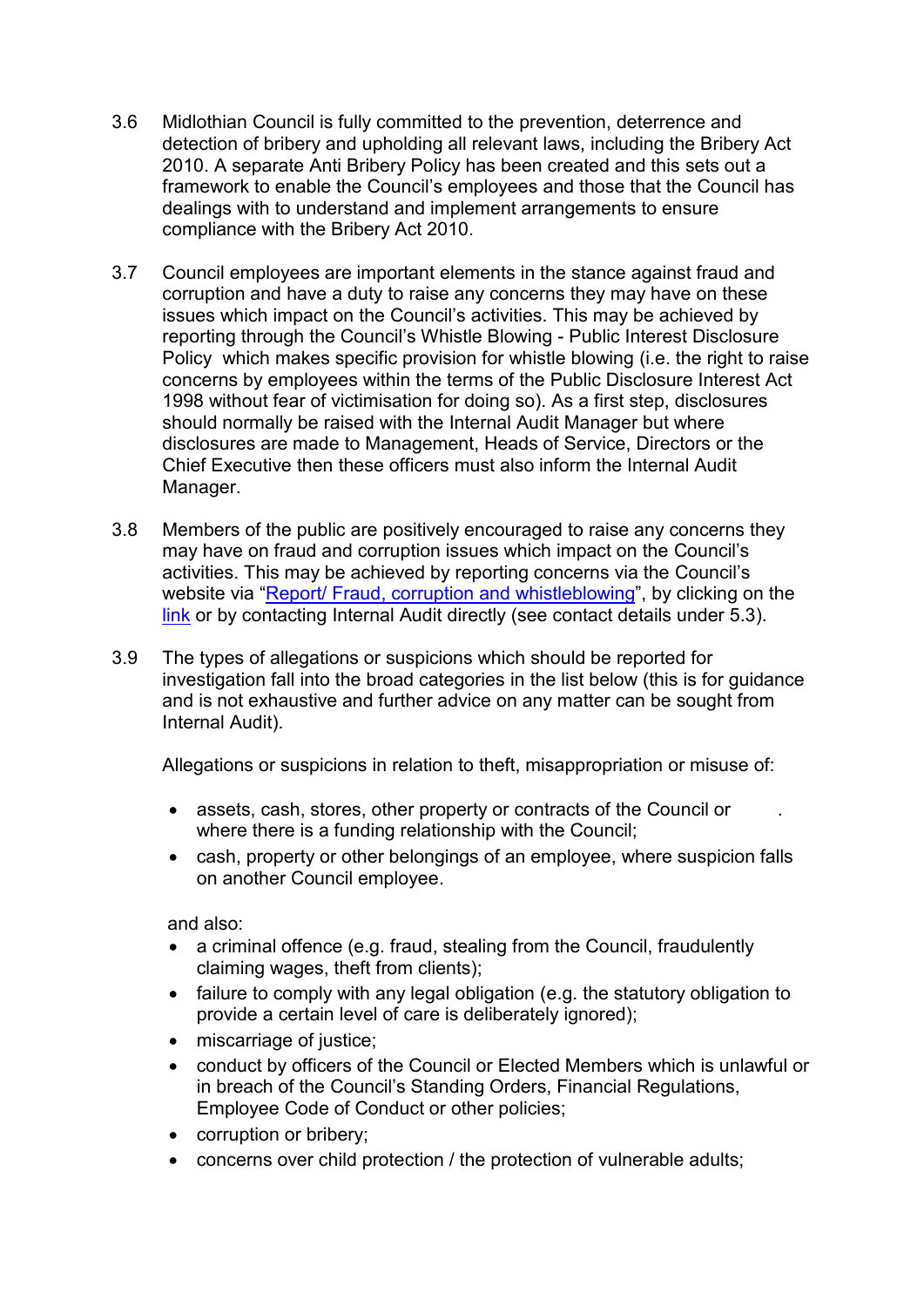3.6 Midlothian Council is fully committed to the prevention, deterrence and detection of bribery and upholding all relevant laws, including the Bribery Act 2010. A separate Anti Bribery Policy has been created and this sets out a framework to enable the Council's employees and those that the Council has dealings with to understand and implement arrangements to ensure compliance with the Bribery Act 2010.

3.7 Council employees are important elements in the stance against fraud and corruption and have a duty to raise any concerns they may have on these issues which impact on the Council's activities. This may be achieved by reporting through the Council's Whistle Blowing - Public Interest Disclosure Policy which makes specific provision for whistle blowing (i.e. the right to raise concerns by employees within the terms of the Public Disclosure Interest Act 1998 without fear of victimisation for doing so). As a first step, disclosures should normally be raised with the Internal Audit Manager but where disclosures are made to Management, Heads of Service, Directors or the Chief Executive then these officers must also inform the Internal Audit Manager.

3.8 Members of the public are positively encouraged to raise any concerns they may have on fraud and corruption issues which impact on the Council's activities. This may be achieved by reporting concerns via the Council's website via "Report/ Fraud, corruption and whistleblowing", by clicking on the link or by contacting Internal Audit directly (see contact details under 5.3).

3.9 The types of allegations or suspicions which should be reported for investigation fall into the broad categories in the list below (this is for guidance and is not exhaustive and further advice on any matter can be sought from Internal Audit).

Allegations or suspicions in relation to theft, misappropriation or misuse of:

- assets, cash, stores, other property or contracts of the Council or where there is a funding relationship with the Council;
- cash, property or other belongings of an employee, where suspicion falls on another Council employee.

and also:

- a criminal offence (e.g. fraud, stealing from the Council, fraudulently claiming wages, theft from clients);
- failure to comply with any legal obligation (e.g. the statutory obligation to provide a certain level of care is deliberately ignored);
- miscarriage of justice;
- conduct by officers of the Council or Elected Members which is unlawful or in breach of the Council's Standing Orders, Financial Regulations, Employee Code of Conduct or other policies;
- corruption or bribery;
- concerns over child protection / the protection of vulnerable adults;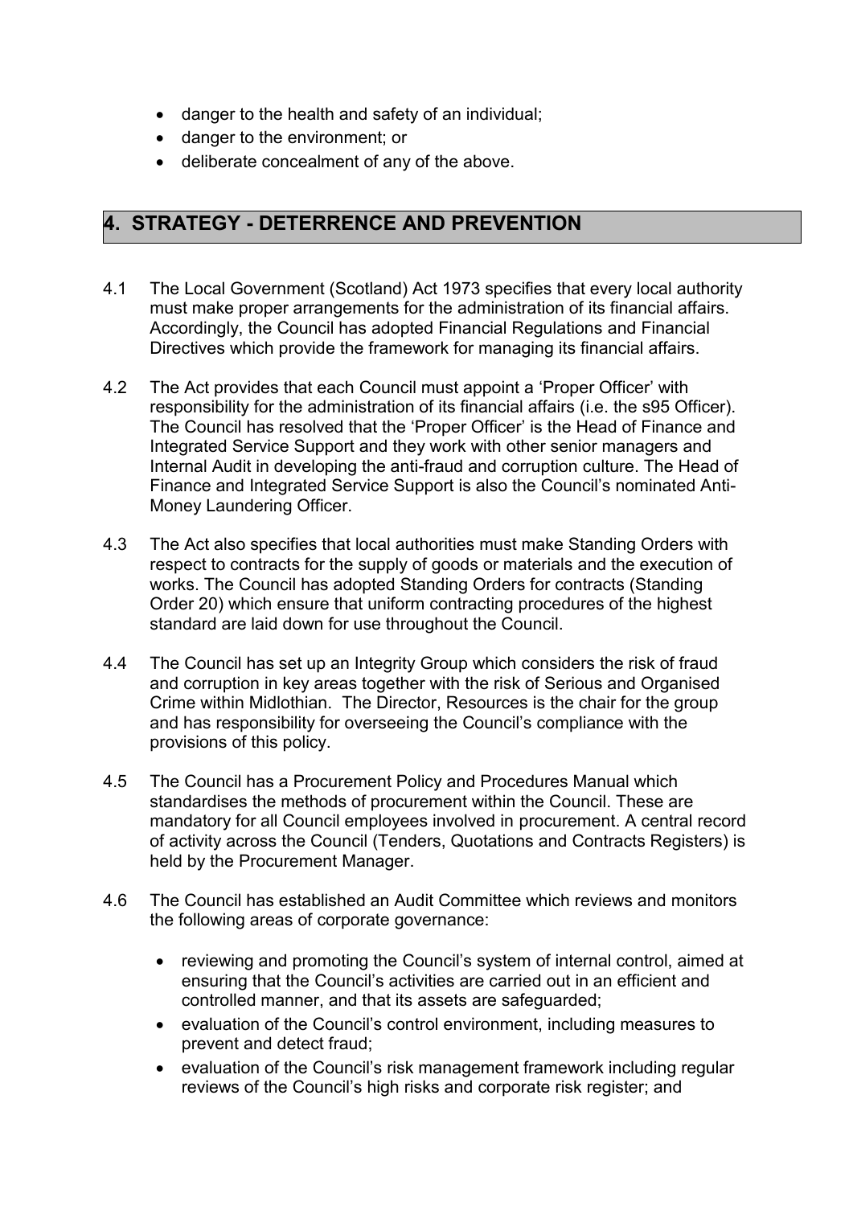- danger to the health and safety of an individual;
- danger to the environment; or
- deliberate concealment of any of the above.

## 4. STRATEGY - DETERRENCE AND PREVENTION

4.1 The Local Government (Scotland) Act 1973 specifies that every local authority must make proper arrangements for the administration of its financial affairs. Accordingly, the Council has adopted Financial Regulations and Financial Directives which provide the framework for managing its financial affairs.

4.2 The Act provides that each Council must appoint a 'Proper Officer' with responsibility for the administration of its financial affairs (i.e. the s95 Officer). The Council has resolved that the 'Proper Officer' is the Head of Finance and Integrated Service Support and they work with other senior managers and Internal Audit in developing the anti-fraud and corruption culture. The Head of Finance and Integrated Service Support is also the Council's nominated Anti-Money Laundering Officer.

4.3 The Act also specifies that local authorities must make Standing Orders with respect to contracts for the supply of goods or materials and the execution of works. The Council has adopted Standing Orders for contracts (Standing Order 20) which ensure that uniform contracting procedures of the highest standard are laid down for use throughout the Council.

4.4 The Council has set up an Integrity Group which considers the risk of fraud and corruption in key areas together with the risk of Serious and Organised Crime within Midlothian. The Director, Resources is the chair for the group and has responsibility for overseeing the Council's compliance with the provisions of this policy.

4.5 The Council has a Procurement Policy and Procedures Manual which standardises the methods of procurement within the Council. These are mandatory for all Council employees involved in procurement. A central record of activity across the Council (Tenders, Quotations and Contracts Registers) is held by the Procurement Manager.

4.6 The Council has established an Audit Committee which reviews and monitors the following areas of corporate governance:

- reviewing and promoting the Council's system of internal control, aimed at ensuring that the Council's activities are carried out in an efficient and controlled manner, and that its assets are safeguarded;
- evaluation of the Council's control environment, including measures to prevent and detect fraud;
- evaluation of the Council's risk management framework including regular reviews of the Council's high risks and corporate risk register; and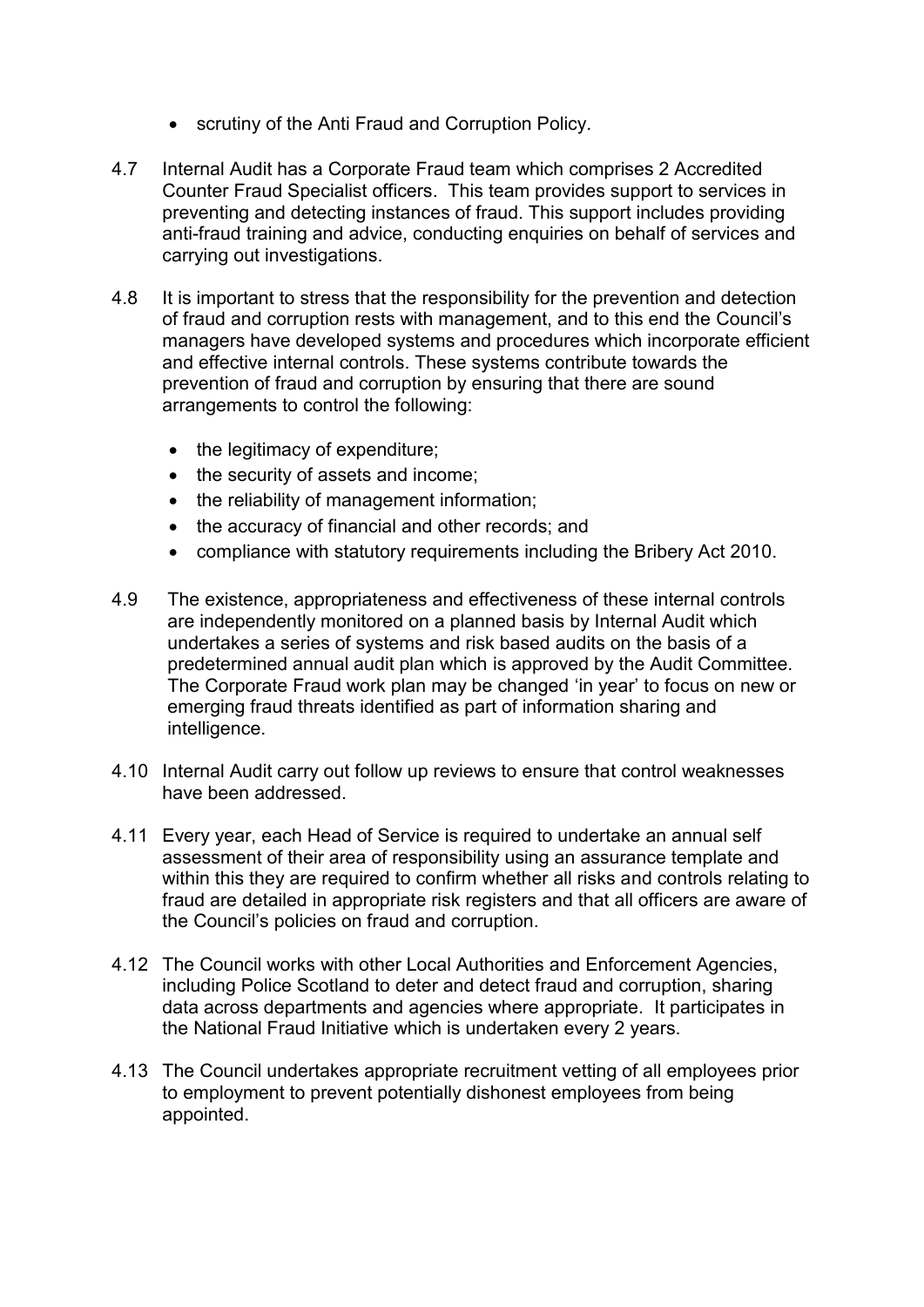- scrutiny of the Anti Fraud and Corruption Policy.

4.7 Internal Audit has a Corporate Fraud team which comprises 2 Accredited Counter Fraud Specialist officers. This team provides support to services in preventing and detecting instances of fraud. This support includes providing anti-fraud training and advice, conducting enquiries on behalf of services and carrying out investigations.

4.8 It is important to stress that the responsibility for the prevention and detection of fraud and corruption rests with management, and to this end the Council's managers have developed systems and procedures which incorporate efficient and effective internal controls. These systems contribute towards the prevention of fraud and corruption by ensuring that there are sound arrangements to control the following:

- the legitimacy of expenditure;
- the security of assets and income;
- the reliability of management information;
- the accuracy of financial and other records; and
- compliance with statutory requirements including the Bribery Act 2010.

4.9 The existence, appropriateness and effectiveness of these internal controls are independently monitored on a planned basis by Internal Audit which undertakes a series of systems and risk based audits on the basis of a predetermined annual audit plan which is approved by the Audit Committee. The Corporate Fraud work plan may be changed 'in year' to focus on new or emerging fraud threats identified as part of information sharing and intelligence.

4.10 Internal Audit carry out follow up reviews to ensure that control weaknesses have been addressed.

4.11 Every year, each Head of Service is required to undertake an annual self assessment of their area of responsibility using an assurance template and within this they are required to confirm whether all risks and controls relating to fraud are detailed in appropriate risk registers and that all officers are aware of the Council's policies on fraud and corruption.

4.12 The Council works with other Local Authorities and Enforcement Agencies, including Police Scotland to deter and detect fraud and corruption, sharing data across departments and agencies where appropriate. It participates in the National Fraud Initiative which is undertaken every 2 years.

4.13 The Council undertakes appropriate recruitment vetting of all employees prior to employment to prevent potentially dishonest employees from being appointed.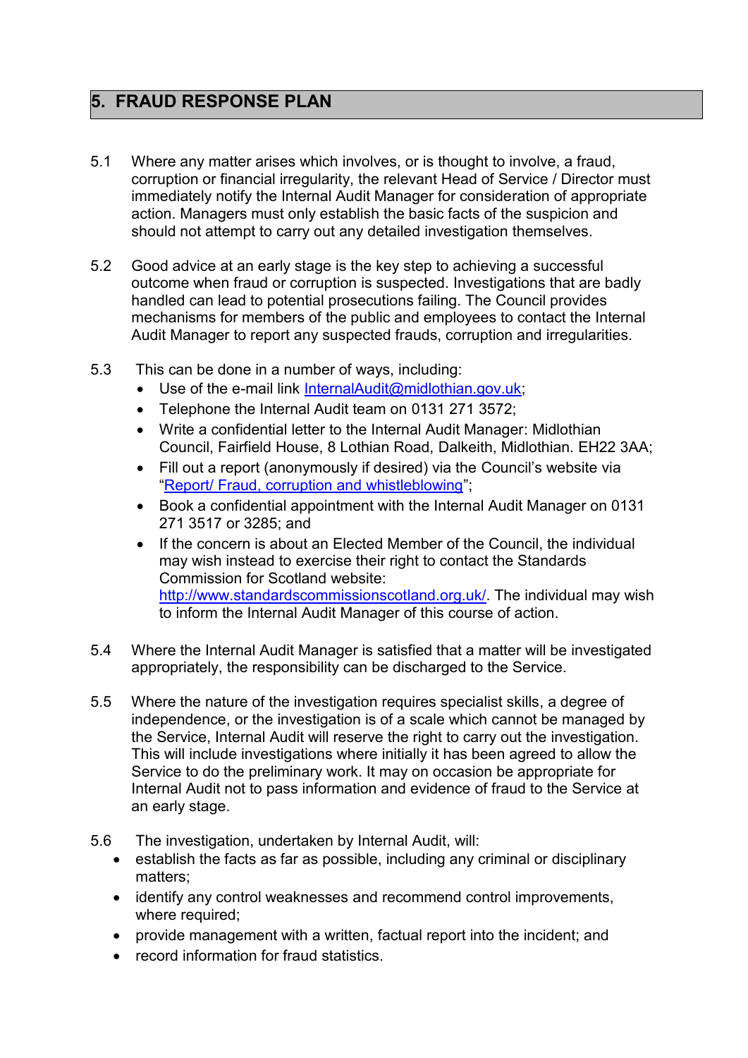## 5. FRAUD RESPONSE PLAN

5.1 Where any matter arises which involves, or is thought to involve, a fraud, corruption or financial irregularity, the relevant Head of Service / Director must immediately notify the Internal Audit Manager for consideration of appropriate action. Managers must only establish the basic facts of the suspicion and should not attempt to carry out any detailed investigation themselves.

5.2 Good advice at an early stage is the key step to achieving a successful outcome when fraud or corruption is suspected. Investigations that are badly handled can lead to potential prosecutions failing. The Council provides mechanisms for members of the public and employees to contact the Internal Audit Manager to report any suspected frauds, corruption and irregularities.

5.3 This can be done in a number of ways, including:

- Use of the e-mail link InternalAudit@midlothian.gov.uk;
- Telephone the Internal Audit team on 0131 271 3572;
- Write a confidential letter to the Internal Audit Manager: Midlothian Council, Fairfield House, 8 Lothian Road, Dalkeith, Midlothian. EH22 3AA;
- Fill out a report (anonymously if desired) via the Council's website via "Report/ Fraud, corruption and whistleblowing";
- Book a confidential appointment with the Internal Audit Manager on 0131 271 3517 or 3285; and
- If the concern is about an Elected Member of the Council, the individual may wish instead to exercise their right to contact the Standards Commission for Scotland website: http://www.standardscommissionscotland.org.uk/. The individual may wish to inform the Internal Audit Manager of this course of action.

5.4 Where the Internal Audit Manager is satisfied that a matter will be investigated appropriately, the responsibility can be discharged to the Service.

5.5 Where the nature of the investigation requires specialist skills, a degree of independence, or the investigation is of a scale which cannot be managed by the Service, Internal Audit will reserve the right to carry out the investigation. This will include investigations where initially it has been agreed to allow the Service to do the preliminary work. It may on occasion be appropriate for Internal Audit not to pass information and evidence of fraud to the Service at an early stage.

5.6 The investigation, undertaken by Internal Audit, will:

- establish the facts as far as possible, including any criminal or disciplinary matters;
- identify any control weaknesses and recommend control improvements, where required;
- provide management with a written, factual report into the incident; and
- record information for fraud statistics.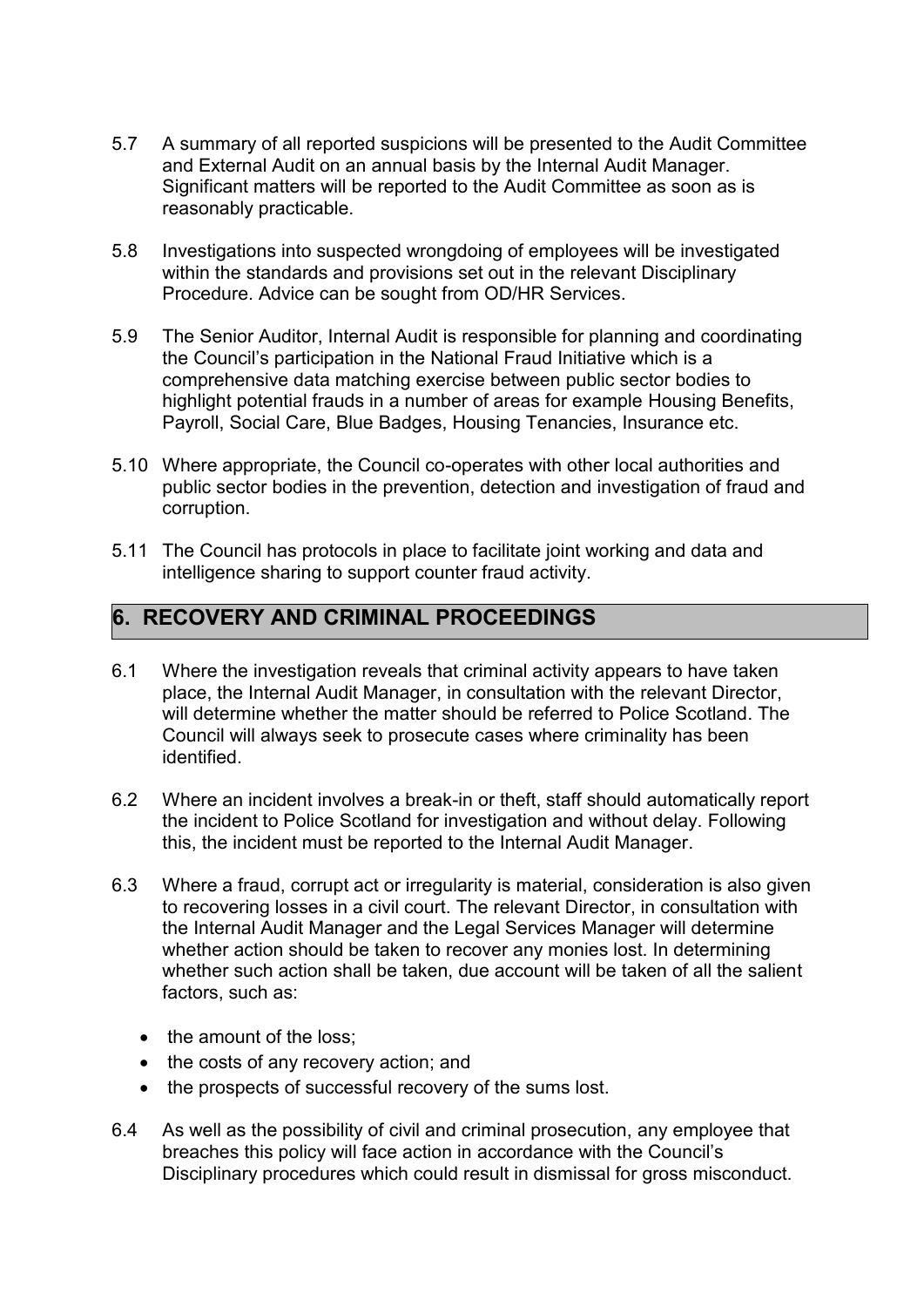5.7 A summary of all reported suspicions will be presented to the Audit Committee and External Audit on an annual basis by the Internal Audit Manager. Significant matters will be reported to the Audit Committee as soon as is reasonably practicable.

5.8 Investigations into suspected wrongdoing of employees will be investigated within the standards and provisions set out in the relevant Disciplinary Procedure. Advice can be sought from OD/HR Services.

5.9 The Senior Auditor, Internal Audit is responsible for planning and coordinating the Council's participation in the National Fraud Initiative which is a comprehensive data matching exercise between public sector bodies to highlight potential frauds in a number of areas for example Housing Benefits, Payroll, Social Care, Blue Badges, Housing Tenancies, Insurance etc.

5.10 Where appropriate, the Council co-operates with other local authorities and public sector bodies in the prevention, detection and investigation of fraud and corruption.

5.11 The Council has protocols in place to facilitate joint working and data and intelligence sharing to support counter fraud activity.

## 6. RECOVERY AND CRIMINAL PROCEEDINGS

6.1 Where the investigation reveals that criminal activity appears to have taken place, the Internal Audit Manager, in consultation with the relevant Director, will determine whether the matter should be referred to Police Scotland. The Council will always seek to prosecute cases where criminality has been identified.

6.2 Where an incident involves a break-in or theft, staff should automatically report the incident to Police Scotland for investigation and without delay. Following this, the incident must be reported to the Internal Audit Manager.

6.3 Where a fraud, corrupt act or irregularity is material, consideration is also given to recovering losses in a civil court. The relevant Director, in consultation with the Internal Audit Manager and the Legal Services Manager will determine whether action should be taken to recover any monies lost. In determining whether such action shall be taken, due account will be taken of all the salient factors, such as:

- the amount of the loss;
- the costs of any recovery action; and
- the prospects of successful recovery of the sums lost.

6.4 As well as the possibility of civil and criminal prosecution, any employee that breaches this policy will face action in accordance with the Council's Disciplinary procedures which could result in dismissal for gross misconduct.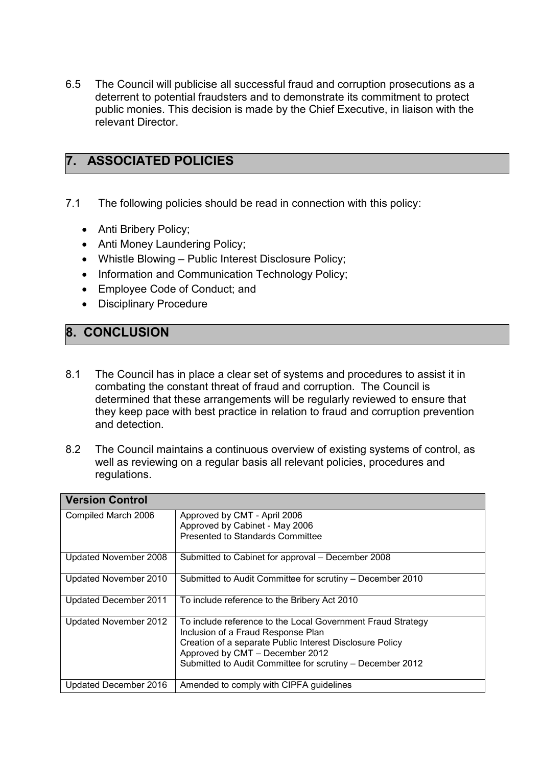6.5 The Council will publicise all successful fraud and corruption prosecutions as a deterrent to potential fraudsters and to demonstrate its commitment to protect public monies. This decision is made by the Chief Executive, in liaison with the relevant Director.

## 7. ASSOCIATED POLICIES

7.1 The following policies should be read in connection with this policy:

- Anti Bribery Policy;
- Anti Money Laundering Policy;
- Whistle Blowing – Public Interest Disclosure Policy;
- Information and Communication Technology Policy;
- Employee Code of Conduct; and
- Disciplinary Procedure

## 8. CONCLUSION

8.1 The Council has in place a clear set of systems and procedures to assist it in combating the constant threat of fraud and corruption. The Council is determined that these arrangements will be regularly reviewed to ensure that they keep pace with best practice in relation to fraud and corruption prevention and detection.

8.2 The Council maintains a continuous overview of existing systems of control, as well as reviewing on a regular basis all relevant policies, procedures and regulations.

| Version Control | |
|---|---|
| Compiled March 2006 | Approved by CMT - April 2006<br>Approved by Cabinet - May 2006<br>Presented to Standards Committee |
| Updated November 2008 | Submitted to Cabinet for approval – December 2008 |
| Updated November 2010 | Submitted to Audit Committee for scrutiny – December 2010 |
| Updated December 2011 | To include reference to the Bribery Act 2010 |
| Updated November 2012 | To include reference to the Local Government Fraud Strategy<br>Inclusion of a Fraud Response Plan<br>Creation of a separate Public Interest Disclosure Policy<br>Approved by CMT – December 2012<br>Submitted to Audit Committee for scrutiny – December 2012 |
| Updated December 2016 | Amended to comply with CIPFA guidelines |